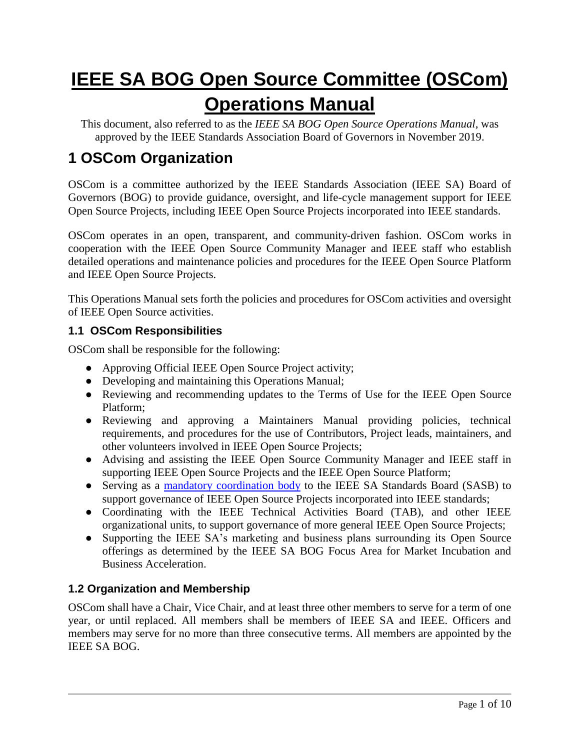# IEEE SA BOG Open Source Committee (OSCom) Operations Manual

This document, also referred to as the *IEEE SA BOG Open Source Operations Manual*, was approved by the IEEE Standards Association Board of Governors in November 2019.

## 1 OSCom Organization

OSCom is a committee authorized by the IEEE Standards Association (IEEE SA) Board of Governors (BOG) to provide guidance, oversight, and life-cycle management support for IEEE Open Source Projects, including IEEE Open Source Projects incorporated into IEEE standards.

OSCom operates in an open, transparent, and community-driven fashion. OSCom works in cooperation with the IEEE Open Source Community Manager and IEEE staff who establish detailed operations and maintenance policies and procedures for the IEEE Open Source Platform and IEEE Open Source Projects.

This Operations Manual sets forth the policies and procedures for OSCom activities and oversight of IEEE Open Source activities.

### 1.1 OSCom Responsibilities

OSCom shall be responsible for the following:

- Approving Official IEEE Open Source Project activity;
- Developing and maintaining this Operations Manual;
- Reviewing and recommending updates to the Terms of Use for the IEEE Open Source Platform;
- Reviewing and approving a Maintainers Manual providing policies, technical requirements, and procedures for the use of Contributors, Project leads, maintainers, and other volunteers involved in IEEE Open Source Projects;
- Advising and assisting the IEEE Open Source Community Manager and IEEE staff in supporting IEEE Open Source Projects and the IEEE Open Source Platform;
- Serving as a mandatory coordination body to the IEEE SA Standards Board (SASB) to support governance of IEEE Open Source Projects incorporated into IEEE standards;
- Coordinating with the IEEE Technical Activities Board (TAB), and other IEEE organizational units, to support governance of more general IEEE Open Source Projects;
- Supporting the IEEE SA's marketing and business plans surrounding its Open Source offerings as determined by the IEEE SA BOG Focus Area for Market Incubation and Business Acceleration.

### 1.2 Organization and Membership

OSCom shall have a Chair, Vice Chair, and at least three other members to serve for a term of one year, or until replaced. All members shall be members of IEEE SA and IEEE. Officers and members may serve for no more than three consecutive terms. All members are appointed by the IEEE SA BOG.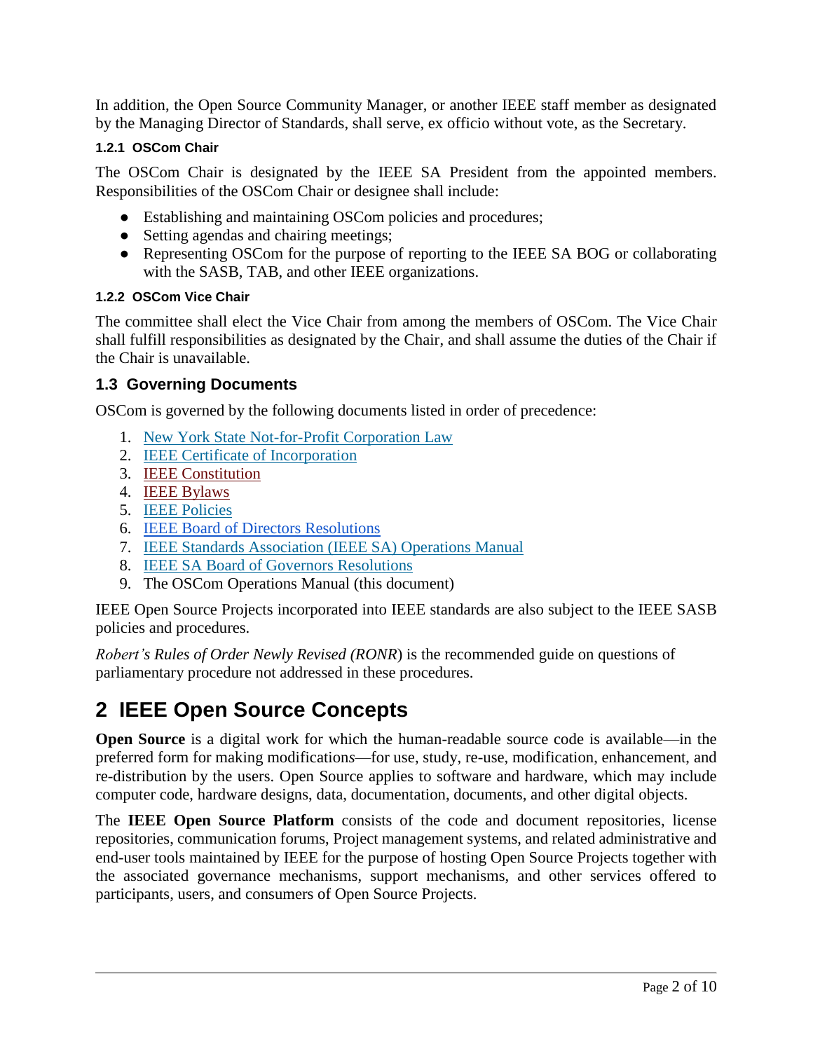In addition, the Open Source Community Manager, or another IEEE staff member as designated by the Managing Director of Standards, shall serve, ex officio without vote, as the Secretary.

#### 1.2.1 OSCom Chair

The OSCom Chair is designated by the IEEE SA President from the appointed members. Responsibilities of the OSCom Chair or designee shall include:

- Establishing and maintaining OSCom policies and procedures;
- Setting agendas and chairing meetings;
- Representing OSCom for the purpose of reporting to the IEEE SA BOG or collaborating with the SASB, TAB, and other IEEE organizations.

#### 1.2.2 OSCom Vice Chair

The committee shall elect the Vice Chair from among the members of OSCom. The Vice Chair shall fulfill responsibilities as designated by the Chair, and shall assume the duties of the Chair if the Chair is unavailable.

### 1.3 Governing Documents

OSCom is governed by the following documents listed in order of precedence:

1. New York State Not-for-Profit Corporation Law
2. IEEE Certificate of Incorporation
3. IEEE Constitution
4. IEEE Bylaws
5. IEEE Policies
6. IEEE Board of Directors Resolutions
7. IEEE Standards Association (IEEE SA) Operations Manual
8. IEEE SA Board of Governors Resolutions
9. The OSCom Operations Manual (this document)

IEEE Open Source Projects incorporated into IEEE standards are also subject to the IEEE SASB policies and procedures.

*Robert's Rules of Order Newly Revised (RONR*) is the recommended guide on questions of parliamentary procedure not addressed in these procedures.

## 2 IEEE Open Source Concepts

**Open Source** is a digital work for which the human-readable source code is available—in the preferred form for making modification*s*—for use, study, re-use, modification, enhancement, and re-distribution by the users. Open Source applies to software and hardware, which may include computer code, hardware designs, data, documentation, documents, and other digital objects.

The **IEEE Open Source Platform** consists of the code and document repositories, license repositories, communication forums, Project management systems, and related administrative and end-user tools maintained by IEEE for the purpose of hosting Open Source Projects together with the associated governance mechanisms, support mechanisms, and other services offered to participants, users, and consumers of Open Source Projects.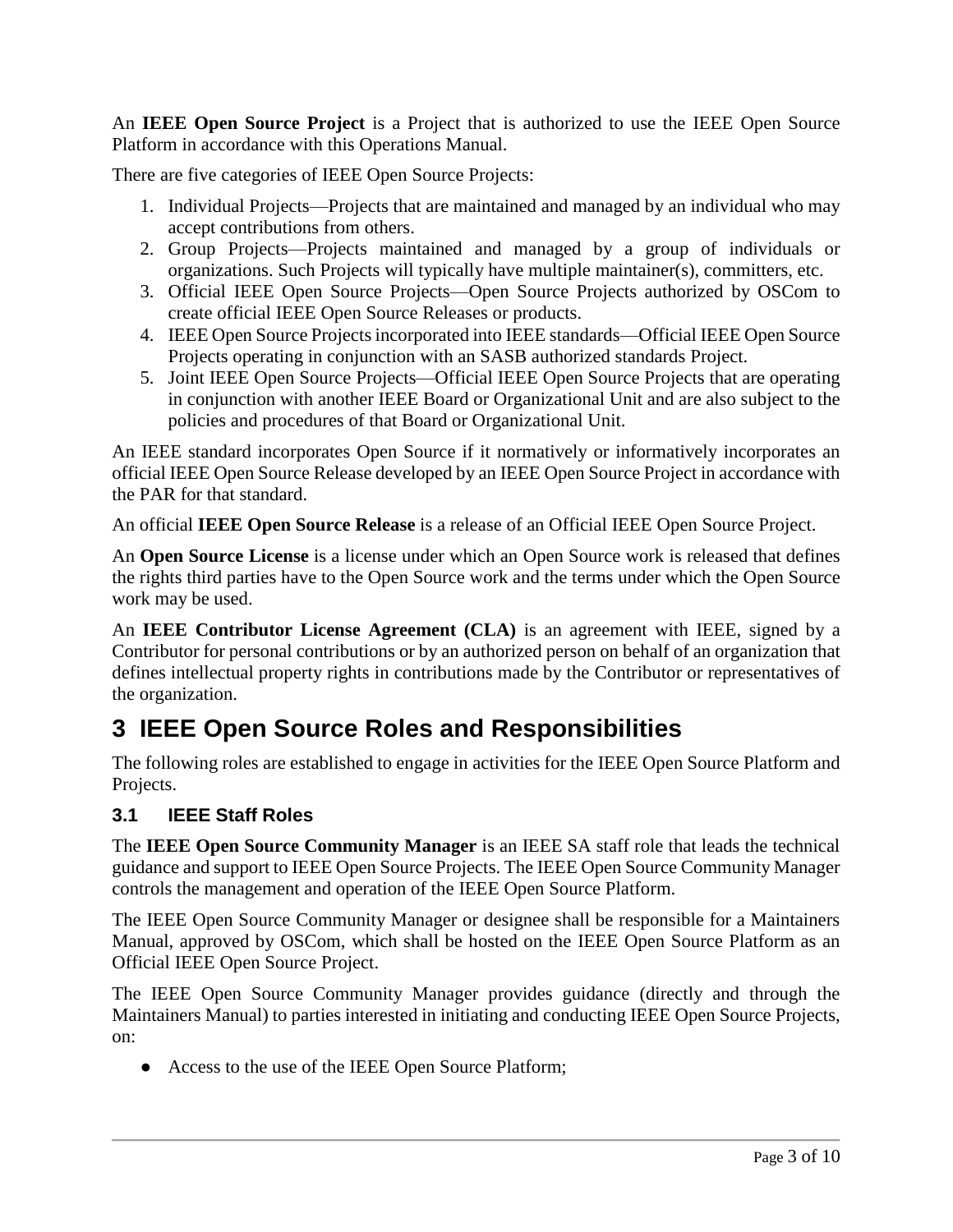An **IEEE Open Source Project** is a Project that is authorized to use the IEEE Open Source Platform in accordance with this Operations Manual.

There are five categories of IEEE Open Source Projects:

1. Individual Projects—Projects that are maintained and managed by an individual who may accept contributions from others.
2. Group Projects—Projects maintained and managed by a group of individuals or organizations. Such Projects will typically have multiple maintainer(s), committers, etc.
3. Official IEEE Open Source Projects—Open Source Projects authorized by OSCom to create official IEEE Open Source Releases or products.
4. IEEE Open Source Projects incorporated into IEEE standards—Official IEEE Open Source Projects operating in conjunction with an SASB authorized standards Project.
5. Joint IEEE Open Source Projects—Official IEEE Open Source Projects that are operating in conjunction with another IEEE Board or Organizational Unit and are also subject to the policies and procedures of that Board or Organizational Unit.

An IEEE standard incorporates Open Source if it normatively or informatively incorporates an official IEEE Open Source Release developed by an IEEE Open Source Project in accordance with the PAR for that standard.

An official **IEEE Open Source Release** is a release of an Official IEEE Open Source Project.

An **Open Source License** is a license under which an Open Source work is released that defines the rights third parties have to the Open Source work and the terms under which the Open Source work may be used.

An **IEEE Contributor License Agreement (CLA)** is an agreement with IEEE, signed by a Contributor for personal contributions or by an authorized person on behalf of an organization that defines intellectual property rights in contributions made by the Contributor or representatives of the organization.

# 3 IEEE Open Source Roles and Responsibilities

The following roles are established to engage in activities for the IEEE Open Source Platform and Projects.

## 3.1 IEEE Staff Roles

The **IEEE Open Source Community Manager** is an IEEE SA staff role that leads the technical guidance and support to IEEE Open Source Projects. The IEEE Open Source Community Manager controls the management and operation of the IEEE Open Source Platform.

The IEEE Open Source Community Manager or designee shall be responsible for a Maintainers Manual, approved by OSCom, which shall be hosted on the IEEE Open Source Platform as an Official IEEE Open Source Project.

The IEEE Open Source Community Manager provides guidance (directly and through the Maintainers Manual) to parties interested in initiating and conducting IEEE Open Source Projects, on:

- Access to the use of the IEEE Open Source Platform;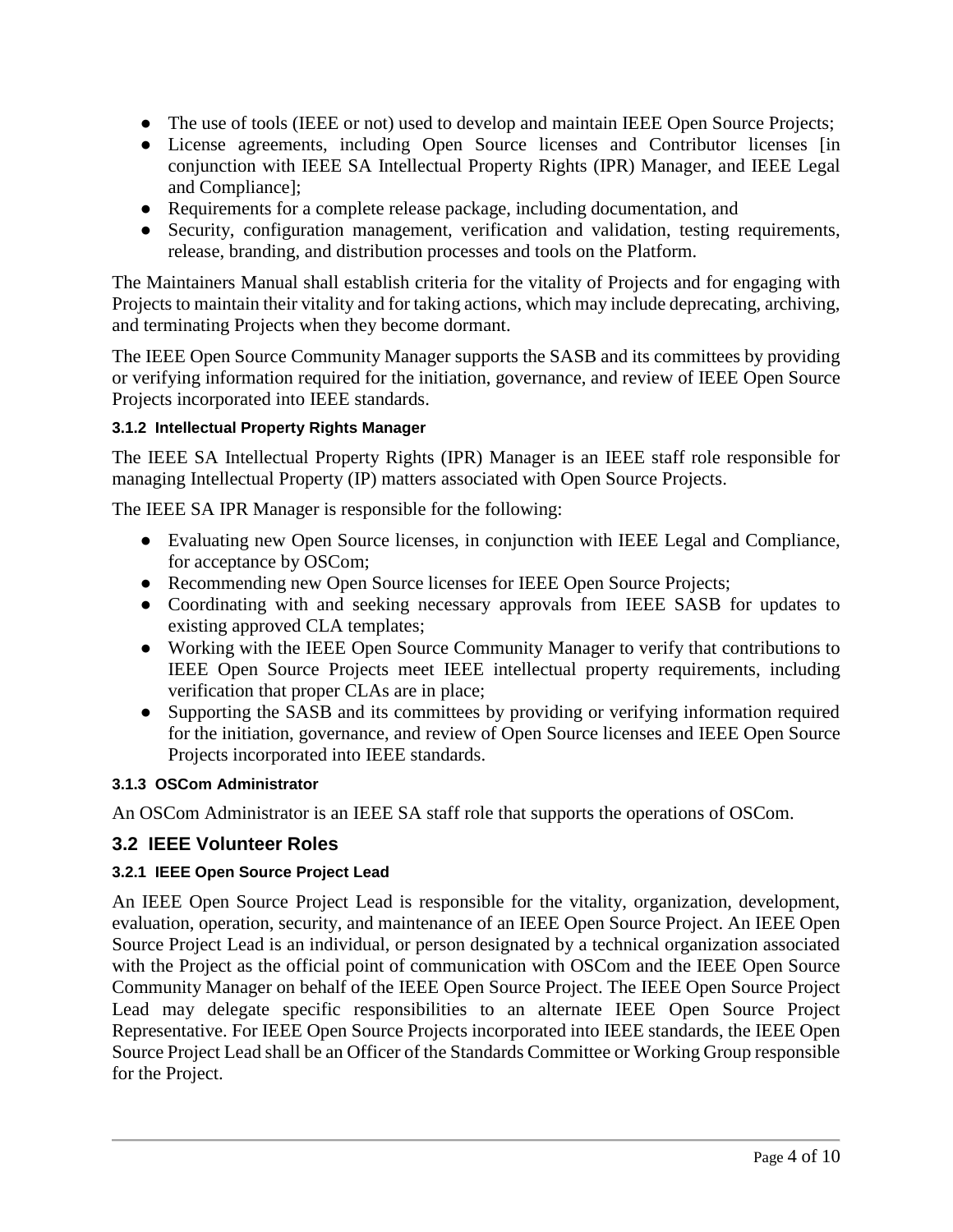- The use of tools (IEEE or not) used to develop and maintain IEEE Open Source Projects;
- License agreements, including Open Source licenses and Contributor licenses [in conjunction with IEEE SA Intellectual Property Rights (IPR) Manager, and IEEE Legal and Compliance];
- Requirements for a complete release package, including documentation, and
- Security, configuration management, verification and validation, testing requirements, release, branding, and distribution processes and tools on the Platform.

The Maintainers Manual shall establish criteria for the vitality of Projects and for engaging with Projects to maintain their vitality and for taking actions, which may include deprecating, archiving, and terminating Projects when they become dormant.

The IEEE Open Source Community Manager supports the SASB and its committees by providing or verifying information required for the initiation, governance, and review of IEEE Open Source Projects incorporated into IEEE standards.

#### 3.1.2 Intellectual Property Rights Manager

The IEEE SA Intellectual Property Rights (IPR) Manager is an IEEE staff role responsible for managing Intellectual Property (IP) matters associated with Open Source Projects.

The IEEE SA IPR Manager is responsible for the following:

- Evaluating new Open Source licenses, in conjunction with IEEE Legal and Compliance, for acceptance by OSCom;
- Recommending new Open Source licenses for IEEE Open Source Projects;
- Coordinating with and seeking necessary approvals from IEEE SASB for updates to existing approved CLA templates;
- Working with the IEEE Open Source Community Manager to verify that contributions to IEEE Open Source Projects meet IEEE intellectual property requirements, including verification that proper CLAs are in place;
- Supporting the SASB and its committees by providing or verifying information required for the initiation, governance, and review of Open Source licenses and IEEE Open Source Projects incorporated into IEEE standards.

#### 3.1.3 OSCom Administrator

An OSCom Administrator is an IEEE SA staff role that supports the operations of OSCom.

### 3.2 IEEE Volunteer Roles

#### 3.2.1 IEEE Open Source Project Lead

An IEEE Open Source Project Lead is responsible for the vitality, organization, development, evaluation, operation, security, and maintenance of an IEEE Open Source Project. An IEEE Open Source Project Lead is an individual, or person designated by a technical organization associated with the Project as the official point of communication with OSCom and the IEEE Open Source Community Manager on behalf of the IEEE Open Source Project. The IEEE Open Source Project Lead may delegate specific responsibilities to an alternate IEEE Open Source Project Representative. For IEEE Open Source Projects incorporated into IEEE standards, the IEEE Open Source Project Lead shall be an Officer of the Standards Committee or Working Group responsible for the Project.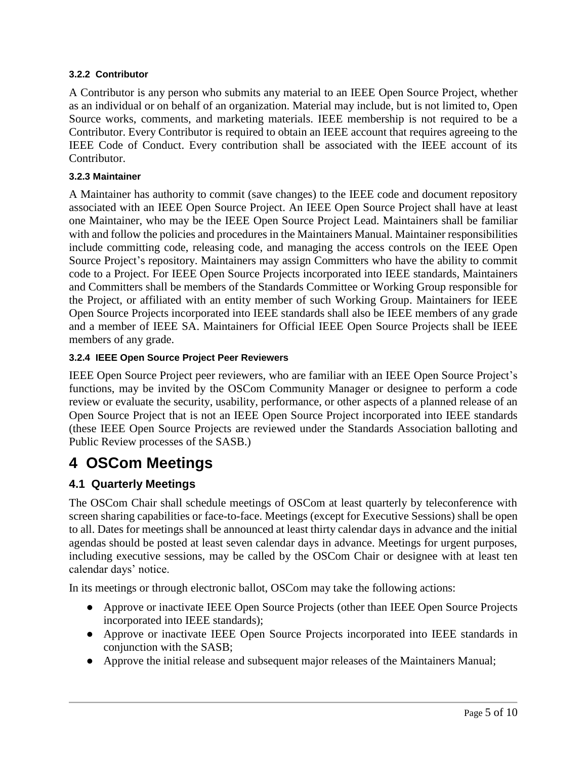#### 3.2.2 Contributor

A Contributor is any person who submits any material to an IEEE Open Source Project, whether as an individual or on behalf of an organization. Material may include, but is not limited to, Open Source works, comments, and marketing materials. IEEE membership is not required to be a Contributor. Every Contributor is required to obtain an IEEE account that requires agreeing to the IEEE Code of Conduct. Every contribution shall be associated with the IEEE account of its Contributor.

#### 3.2.3 Maintainer

A Maintainer has authority to commit (save changes) to the IEEE code and document repository associated with an IEEE Open Source Project. An IEEE Open Source Project shall have at least one Maintainer, who may be the IEEE Open Source Project Lead. Maintainers shall be familiar with and follow the policies and procedures in the Maintainers Manual. Maintainer responsibilities include committing code, releasing code, and managing the access controls on the IEEE Open Source Project's repository. Maintainers may assign Committers who have the ability to commit code to a Project. For IEEE Open Source Projects incorporated into IEEE standards, Maintainers and Committers shall be members of the Standards Committee or Working Group responsible for the Project, or affiliated with an entity member of such Working Group. Maintainers for IEEE Open Source Projects incorporated into IEEE standards shall also be IEEE members of any grade and a member of IEEE SA. Maintainers for Official IEEE Open Source Projects shall be IEEE members of any grade.

#### 3.2.4 IEEE Open Source Project Peer Reviewers

IEEE Open Source Project peer reviewers, who are familiar with an IEEE Open Source Project's functions, may be invited by the OSCom Community Manager or designee to perform a code review or evaluate the security, usability, performance, or other aspects of a planned release of an Open Source Project that is not an IEEE Open Source Project incorporated into IEEE standards (these IEEE Open Source Projects are reviewed under the Standards Association balloting and Public Review processes of the SASB.)

# 4 OSCom Meetings

## 4.1 Quarterly Meetings

The OSCom Chair shall schedule meetings of OSCom at least quarterly by teleconference with screen sharing capabilities or face-to-face. Meetings (except for Executive Sessions) shall be open to all. Dates for meetings shall be announced at least thirty calendar days in advance and the initial agendas should be posted at least seven calendar days in advance. Meetings for urgent purposes, including executive sessions, may be called by the OSCom Chair or designee with at least ten calendar days' notice.

In its meetings or through electronic ballot, OSCom may take the following actions:

- Approve or inactivate IEEE Open Source Projects (other than IEEE Open Source Projects incorporated into IEEE standards);
- Approve or inactivate IEEE Open Source Projects incorporated into IEEE standards in conjunction with the SASB;
- Approve the initial release and subsequent major releases of the Maintainers Manual;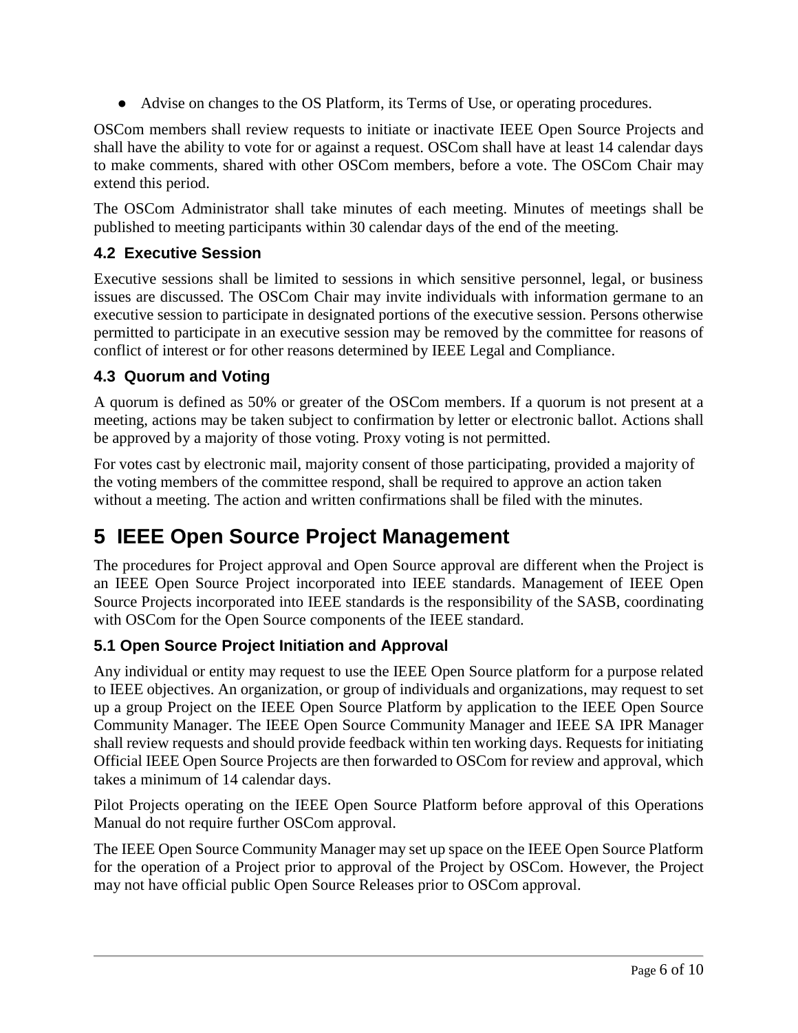- Advise on changes to the OS Platform, its Terms of Use, or operating procedures.

OSCom members shall review requests to initiate or inactivate IEEE Open Source Projects and shall have the ability to vote for or against a request. OSCom shall have at least 14 calendar days to make comments, shared with other OSCom members, before a vote. The OSCom Chair may extend this period.

The OSCom Administrator shall take minutes of each meeting. Minutes of meetings shall be published to meeting participants within 30 calendar days of the end of the meeting.

### 4.2 Executive Session

Executive sessions shall be limited to sessions in which sensitive personnel, legal, or business issues are discussed. The OSCom Chair may invite individuals with information germane to an executive session to participate in designated portions of the executive session. Persons otherwise permitted to participate in an executive session may be removed by the committee for reasons of conflict of interest or for other reasons determined by IEEE Legal and Compliance.

### 4.3 Quorum and Voting

A quorum is defined as 50% or greater of the OSCom members. If a quorum is not present at a meeting, actions may be taken subject to confirmation by letter or electronic ballot. Actions shall be approved by a majority of those voting. Proxy voting is not permitted.

For votes cast by electronic mail, majority consent of those participating, provided a majority of the voting members of the committee respond, shall be required to approve an action taken without a meeting. The action and written confirmations shall be filed with the minutes.

## 5 IEEE Open Source Project Management

The procedures for Project approval and Open Source approval are different when the Project is an IEEE Open Source Project incorporated into IEEE standards. Management of IEEE Open Source Projects incorporated into IEEE standards is the responsibility of the SASB, coordinating with OSCom for the Open Source components of the IEEE standard.

### 5.1 Open Source Project Initiation and Approval

Any individual or entity may request to use the IEEE Open Source platform for a purpose related to IEEE objectives. An organization, or group of individuals and organizations, may request to set up a group Project on the IEEE Open Source Platform by application to the IEEE Open Source Community Manager. The IEEE Open Source Community Manager and IEEE SA IPR Manager shall review requests and should provide feedback within ten working days. Requests for initiating Official IEEE Open Source Projects are then forwarded to OSCom for review and approval, which takes a minimum of 14 calendar days.

Pilot Projects operating on the IEEE Open Source Platform before approval of this Operations Manual do not require further OSCom approval.

The IEEE Open Source Community Manager may set up space on the IEEE Open Source Platform for the operation of a Project prior to approval of the Project by OSCom. However, the Project may not have official public Open Source Releases prior to OSCom approval.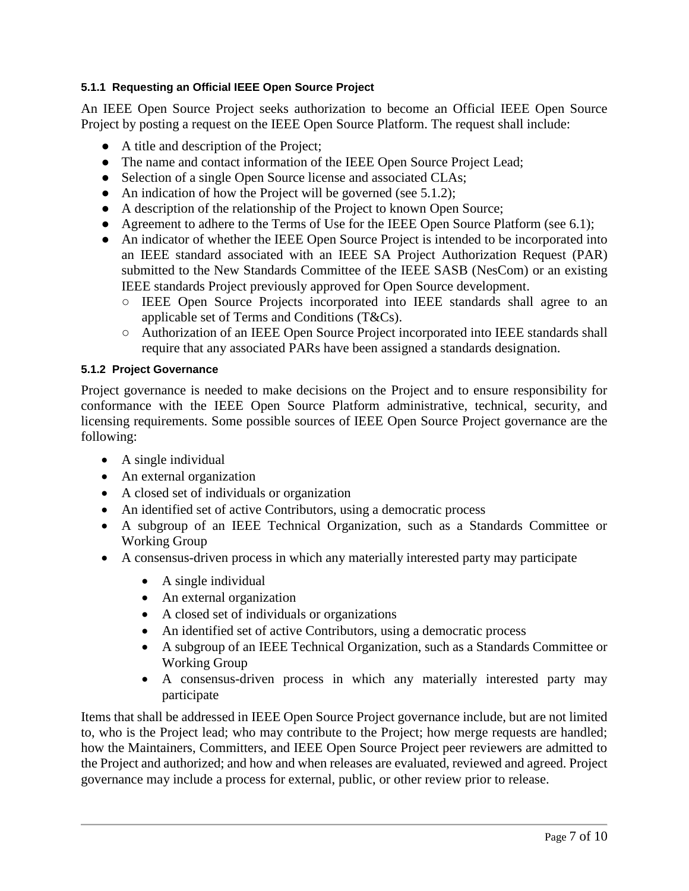#### 5.1.1 Requesting an Official IEEE Open Source Project

An IEEE Open Source Project seeks authorization to become an Official IEEE Open Source Project by posting a request on the IEEE Open Source Platform. The request shall include:

- A title and description of the Project;
- The name and contact information of the IEEE Open Source Project Lead;
- Selection of a single Open Source license and associated CLAs;
- An indication of how the Project will be governed (see 5.1.2);
- A description of the relationship of the Project to known Open Source;
- Agreement to adhere to the Terms of Use for the IEEE Open Source Platform (see 6.1);
- An indicator of whether the IEEE Open Source Project is intended to be incorporated into an IEEE standard associated with an IEEE SA Project Authorization Request (PAR) submitted to the New Standards Committee of the IEEE SASB (NesCom) or an existing IEEE standards Project previously approved for Open Source development.
    - IEEE Open Source Projects incorporated into IEEE standards shall agree to an applicable set of Terms and Conditions (T&Cs).
    - Authorization of an IEEE Open Source Project incorporated into IEEE standards shall require that any associated PARs have been assigned a standards designation.

#### 5.1.2 Project Governance

Project governance is needed to make decisions on the Project and to ensure responsibility for conformance with the IEEE Open Source Platform administrative, technical, security, and licensing requirements. Some possible sources of IEEE Open Source Project governance are the following:

- A single individual
- An external organization
- A closed set of individuals or organization
- An identified set of active Contributors, using a democratic process
- A subgroup of an IEEE Technical Organization, such as a Standards Committee or Working Group
- A consensus-driven process in which any materially interested party may participate
    - A single individual
    - An external organization
    - A closed set of individuals or organizations
    - An identified set of active Contributors, using a democratic process
    - A subgroup of an IEEE Technical Organization, such as a Standards Committee or Working Group
    - A consensus-driven process in which any materially interested party may participate

Items that shall be addressed in IEEE Open Source Project governance include, but are not limited to, who is the Project lead; who may contribute to the Project; how merge requests are handled; how the Maintainers, Committers, and IEEE Open Source Project peer reviewers are admitted to the Project and authorized; and how and when releases are evaluated, reviewed and agreed. Project governance may include a process for external, public, or other review prior to release.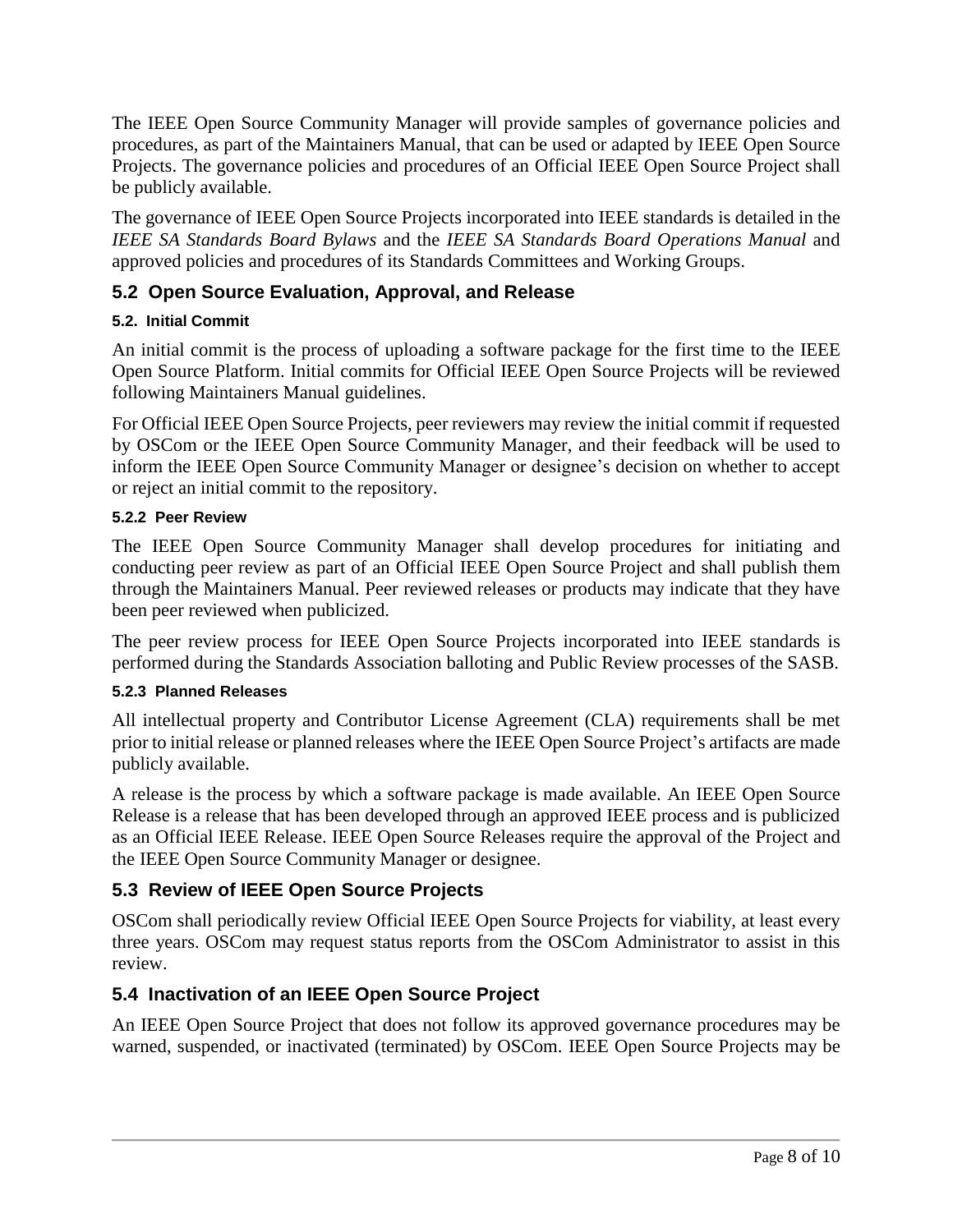The IEEE Open Source Community Manager will provide samples of governance policies and procedures, as part of the Maintainers Manual, that can be used or adapted by IEEE Open Source Projects. The governance policies and procedures of an Official IEEE Open Source Project shall be publicly available.

The governance of IEEE Open Source Projects incorporated into IEEE standards is detailed in the *IEEE SA Standards Board Bylaws* and the *IEEE SA Standards Board Operations Manual* and approved policies and procedures of its Standards Committees and Working Groups.

## 5.2 Open Source Evaluation, Approval, and Release

#### 5.2. Initial Commit

An initial commit is the process of uploading a software package for the first time to the IEEE Open Source Platform. Initial commits for Official IEEE Open Source Projects will be reviewed following Maintainers Manual guidelines.

For Official IEEE Open Source Projects, peer reviewers may review the initial commit if requested by OSCom or the IEEE Open Source Community Manager, and their feedback will be used to inform the IEEE Open Source Community Manager or designee's decision on whether to accept or reject an initial commit to the repository.

#### 5.2.2 Peer Review

The IEEE Open Source Community Manager shall develop procedures for initiating and conducting peer review as part of an Official IEEE Open Source Project and shall publish them through the Maintainers Manual. Peer reviewed releases or products may indicate that they have been peer reviewed when publicized.

The peer review process for IEEE Open Source Projects incorporated into IEEE standards is performed during the Standards Association balloting and Public Review processes of the SASB.

#### 5.2.3 Planned Releases

All intellectual property and Contributor License Agreement (CLA) requirements shall be met prior to initial release or planned releases where the IEEE Open Source Project's artifacts are made publicly available.

A release is the process by which a software package is made available. An IEEE Open Source Release is a release that has been developed through an approved IEEE process and is publicized as an Official IEEE Release. IEEE Open Source Releases require the approval of the Project and the IEEE Open Source Community Manager or designee.

## 5.3 Review of IEEE Open Source Projects

OSCom shall periodically review Official IEEE Open Source Projects for viability, at least every three years. OSCom may request status reports from the OSCom Administrator to assist in this review.

## 5.4 Inactivation of an IEEE Open Source Project

An IEEE Open Source Project that does not follow its approved governance procedures may be warned, suspended, or inactivated (terminated) by OSCom. IEEE Open Source Projects may be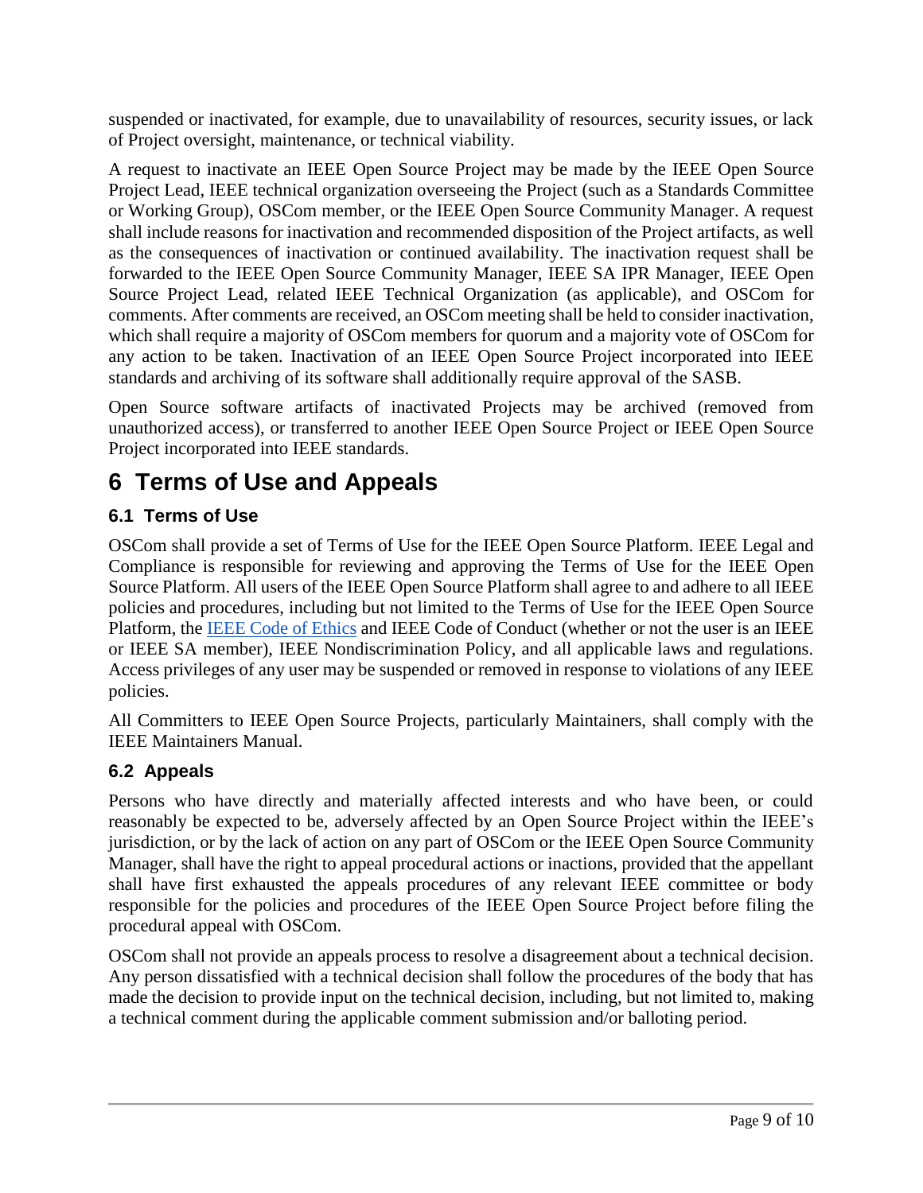suspended or inactivated, for example, due to unavailability of resources, security issues, or lack of Project oversight, maintenance, or technical viability.

A request to inactivate an IEEE Open Source Project may be made by the IEEE Open Source Project Lead, IEEE technical organization overseeing the Project (such as a Standards Committee or Working Group), OSCom member, or the IEEE Open Source Community Manager. A request shall include reasons for inactivation and recommended disposition of the Project artifacts, as well as the consequences of inactivation or continued availability. The inactivation request shall be forwarded to the IEEE Open Source Community Manager, IEEE SA IPR Manager, IEEE Open Source Project Lead, related IEEE Technical Organization (as applicable), and OSCom for comments. After comments are received, an OSCom meeting shall be held to consider inactivation, which shall require a majority of OSCom members for quorum and a majority vote of OSCom for any action to be taken. Inactivation of an IEEE Open Source Project incorporated into IEEE standards and archiving of its software shall additionally require approval of the SASB.

Open Source software artifacts of inactivated Projects may be archived (removed from unauthorized access), or transferred to another IEEE Open Source Project or IEEE Open Source Project incorporated into IEEE standards.

# 6 Terms of Use and Appeals

## 6.1 Terms of Use

OSCom shall provide a set of Terms of Use for the IEEE Open Source Platform. IEEE Legal and Compliance is responsible for reviewing and approving the Terms of Use for the IEEE Open Source Platform. All users of the IEEE Open Source Platform shall agree to and adhere to all IEEE policies and procedures, including but not limited to the Terms of Use for the IEEE Open Source Platform, the IEEE Code of Ethics and IEEE Code of Conduct (whether or not the user is an IEEE or IEEE SA member), IEEE Nondiscrimination Policy, and all applicable laws and regulations. Access privileges of any user may be suspended or removed in response to violations of any IEEE policies.

All Committers to IEEE Open Source Projects, particularly Maintainers, shall comply with the IEEE Maintainers Manual.

## 6.2 Appeals

Persons who have directly and materially affected interests and who have been, or could reasonably be expected to be, adversely affected by an Open Source Project within the IEEE's jurisdiction, or by the lack of action on any part of OSCom or the IEEE Open Source Community Manager, shall have the right to appeal procedural actions or inactions, provided that the appellant shall have first exhausted the appeals procedures of any relevant IEEE committee or body responsible for the policies and procedures of the IEEE Open Source Project before filing the procedural appeal with OSCom.

OSCom shall not provide an appeals process to resolve a disagreement about a technical decision. Any person dissatisfied with a technical decision shall follow the procedures of the body that has made the decision to provide input on the technical decision, including, but not limited to, making a technical comment during the applicable comment submission and/or balloting period.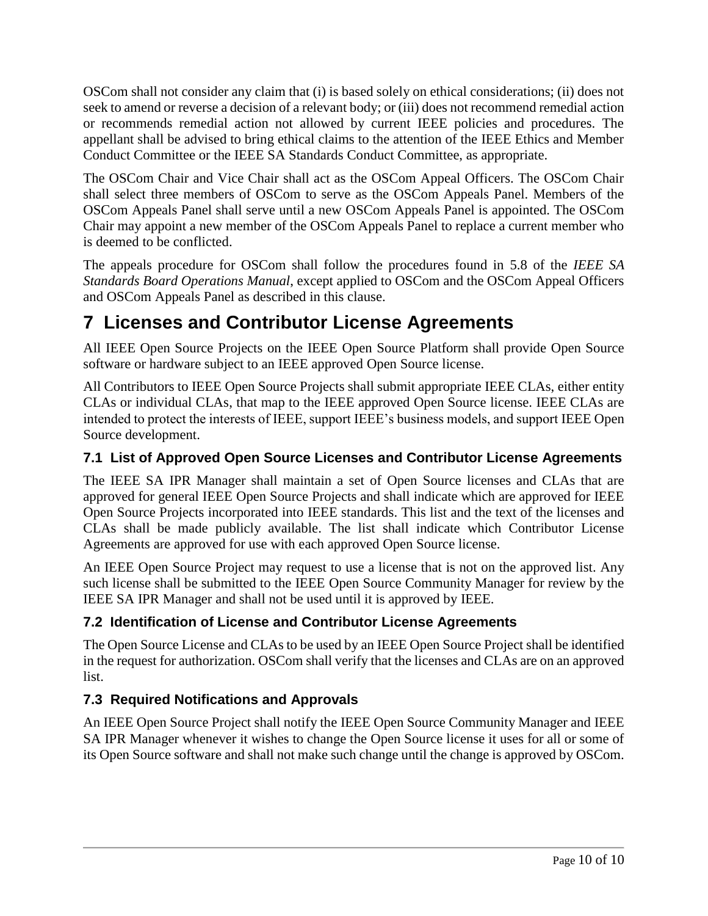OSCom shall not consider any claim that (i) is based solely on ethical considerations; (ii) does not seek to amend or reverse a decision of a relevant body; or (iii) does not recommend remedial action or recommends remedial action not allowed by current IEEE policies and procedures. The appellant shall be advised to bring ethical claims to the attention of the IEEE Ethics and Member Conduct Committee or the IEEE SA Standards Conduct Committee, as appropriate.

The OSCom Chair and Vice Chair shall act as the OSCom Appeal Officers. The OSCom Chair shall select three members of OSCom to serve as the OSCom Appeals Panel. Members of the OSCom Appeals Panel shall serve until a new OSCom Appeals Panel is appointed. The OSCom Chair may appoint a new member of the OSCom Appeals Panel to replace a current member who is deemed to be conflicted.

The appeals procedure for OSCom shall follow the procedures found in 5.8 of the *IEEE SA Standards Board Operations Manual*, except applied to OSCom and the OSCom Appeal Officers and OSCom Appeals Panel as described in this clause.

# 7 Licenses and Contributor License Agreements

All IEEE Open Source Projects on the IEEE Open Source Platform shall provide Open Source software or hardware subject to an IEEE approved Open Source license.

All Contributors to IEEE Open Source Projects shall submit appropriate IEEE CLAs, either entity CLAs or individual CLAs, that map to the IEEE approved Open Source license. IEEE CLAs are intended to protect the interests of IEEE, support IEEE's business models, and support IEEE Open Source development.

## 7.1 List of Approved Open Source Licenses and Contributor License Agreements

The IEEE SA IPR Manager shall maintain a set of Open Source licenses and CLAs that are approved for general IEEE Open Source Projects and shall indicate which are approved for IEEE Open Source Projects incorporated into IEEE standards. This list and the text of the licenses and CLAs shall be made publicly available. The list shall indicate which Contributor License Agreements are approved for use with each approved Open Source license.

An IEEE Open Source Project may request to use a license that is not on the approved list. Any such license shall be submitted to the IEEE Open Source Community Manager for review by the IEEE SA IPR Manager and shall not be used until it is approved by IEEE.

## 7.2 Identification of License and Contributor License Agreements

The Open Source License and CLAs to be used by an IEEE Open Source Project shall be identified in the request for authorization. OSCom shall verify that the licenses and CLAs are on an approved list.

## 7.3 Required Notifications and Approvals

An IEEE Open Source Project shall notify the IEEE Open Source Community Manager and IEEE SA IPR Manager whenever it wishes to change the Open Source license it uses for all or some of its Open Source software and shall not make such change until the change is approved by OSCom.